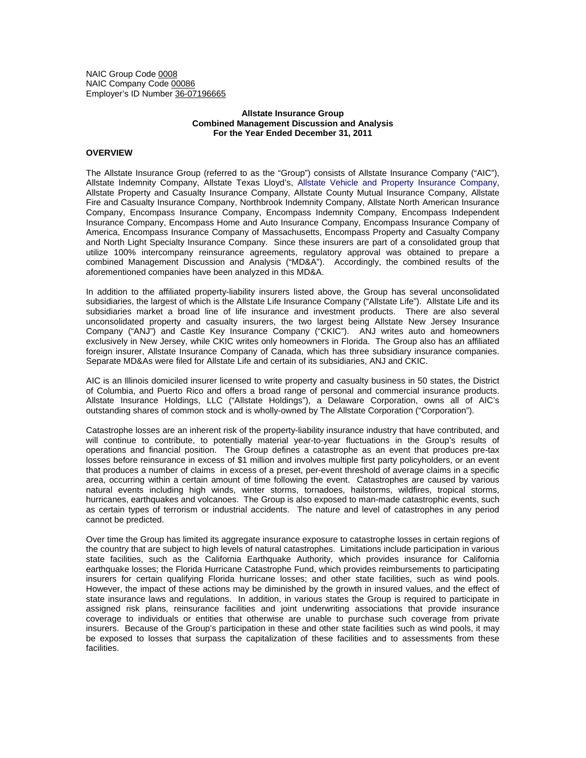NAIC Group Code 0008
NAIC Company Code 00086
Employer's ID Number 36-07196665

**Allstate Insurance Group**
**Combined Management Discussion and Analysis**
**For the Year Ended December 31, 2011**

## OVERVIEW

The Allstate Insurance Group (referred to as the "Group") consists of Allstate Insurance Company ("AIC"), Allstate Indemnity Company, Allstate Texas Lloyd's, Allstate Vehicle and Property Insurance Company, Allstate Property and Casualty Insurance Company, Allstate County Mutual Insurance Company, Allstate Fire and Casualty Insurance Company, Northbrook Indemnity Company, Allstate North American Insurance Company, Encompass Insurance Company, Encompass Indemnity Company, Encompass Independent Insurance Company, Encompass Home and Auto Insurance Company, Encompass Insurance Company of America, Encompass Insurance Company of Massachusetts, Encompass Property and Casualty Company and North Light Specialty Insurance Company. Since these insurers are part of a consolidated group that utilize 100% intercompany reinsurance agreements, regulatory approval was obtained to prepare a combined Management Discussion and Analysis ("MD&A"). Accordingly, the combined results of the aforementioned companies have been analyzed in this MD&A.

In addition to the affiliated property-liability insurers listed above, the Group has several unconsolidated subsidiaries, the largest of which is the Allstate Life Insurance Company ("Allstate Life"). Allstate Life and its subsidiaries market a broad line of life insurance and investment products. There are also several unconsolidated property and casualty insurers, the two largest being Allstate New Jersey Insurance Company ("ANJ") and Castle Key Insurance Company ("CKIC"). ANJ writes auto and homeowners exclusively in New Jersey, while CKIC writes only homeowners in Florida. The Group also has an affiliated foreign insurer, Allstate Insurance Company of Canada, which has three subsidiary insurance companies. Separate MD&As were filed for Allstate Life and certain of its subsidiaries, ANJ and CKIC.

AIC is an Illinois domiciled insurer licensed to write property and casualty business in 50 states, the District of Columbia, and Puerto Rico and offers a broad range of personal and commercial insurance products. Allstate Insurance Holdings, LLC ("Allstate Holdings"), a Delaware Corporation, owns all of AIC's outstanding shares of common stock and is wholly-owned by The Allstate Corporation ("Corporation").

Catastrophe losses are an inherent risk of the property-liability insurance industry that have contributed, and will continue to contribute, to potentially material year-to-year fluctuations in the Group's results of operations and financial position. The Group defines a catastrophe as an event that produces pre-tax losses before reinsurance in excess of $1 million and involves multiple first party policyholders, or an event that produces a number of claims in excess of a preset, per-event threshold of average claims in a specific area, occurring within a certain amount of time following the event. Catastrophes are caused by various natural events including high winds, winter storms, tornadoes, hailstorms, wildfires, tropical storms, hurricanes, earthquakes and volcanoes. The Group is also exposed to man-made catastrophic events, such as certain types of terrorism or industrial accidents. The nature and level of catastrophes in any period cannot be predicted.

Over time the Group has limited its aggregate insurance exposure to catastrophe losses in certain regions of the country that are subject to high levels of natural catastrophes. Limitations include participation in various state facilities, such as the California Earthquake Authority, which provides insurance for California earthquake losses; the Florida Hurricane Catastrophe Fund, which provides reimbursements to participating insurers for certain qualifying Florida hurricane losses; and other state facilities, such as wind pools. However, the impact of these actions may be diminished by the growth in insured values, and the effect of state insurance laws and regulations. In addition, in various states the Group is required to participate in assigned risk plans, reinsurance facilities and joint underwriting associations that provide insurance coverage to individuals or entities that otherwise are unable to purchase such coverage from private insurers. Because of the Group's participation in these and other state facilities such as wind pools, it may be exposed to losses that surpass the capitalization of these facilities and to assessments from these facilities.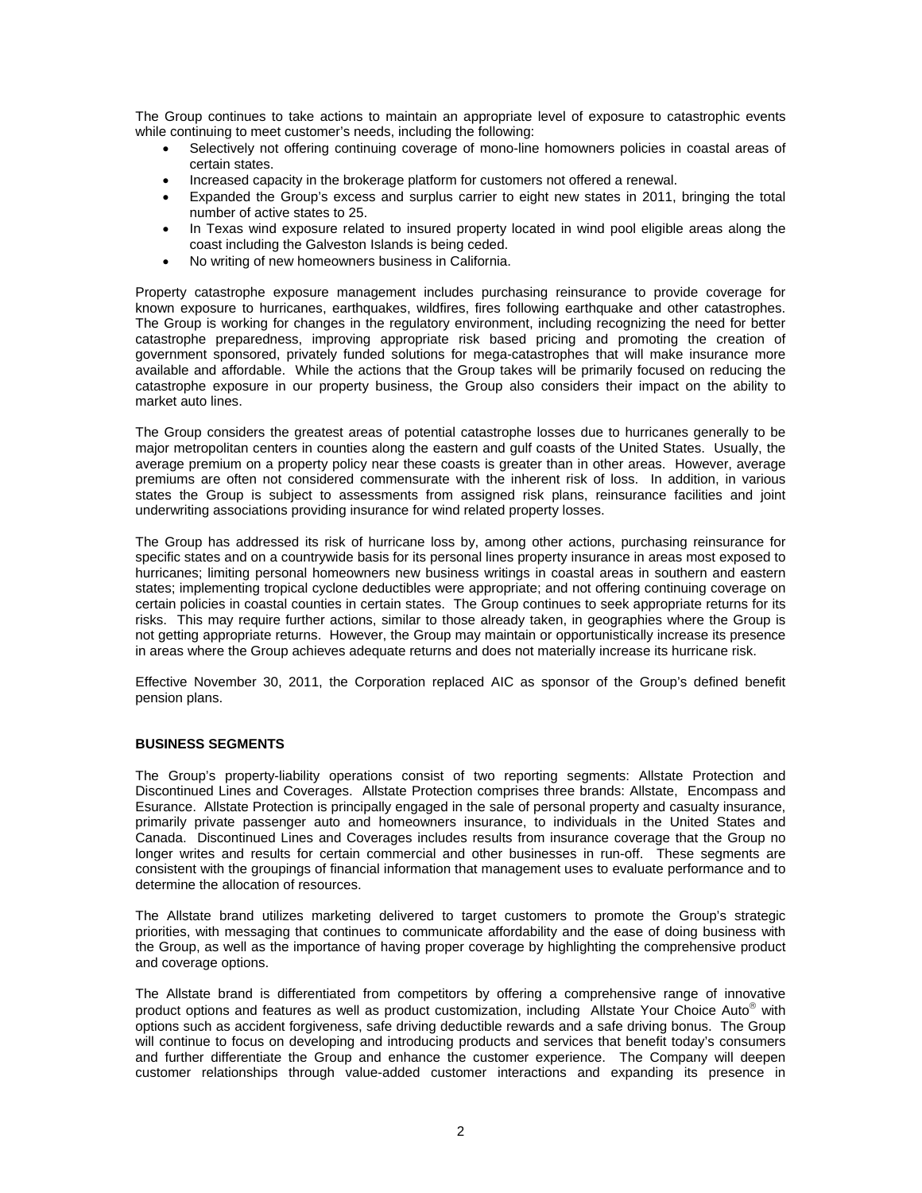The Group continues to take actions to maintain an appropriate level of exposure to catastrophic events while continuing to meet customer's needs, including the following:

- Selectively not offering continuing coverage of mono-line homowners policies in coastal areas of certain states.
- Increased capacity in the brokerage platform for customers not offered a renewal.
- Expanded the Group's excess and surplus carrier to eight new states in 2011, bringing the total number of active states to 25.
- In Texas wind exposure related to insured property located in wind pool eligible areas along the coast including the Galveston Islands is being ceded.
- No writing of new homeowners business in California.

Property catastrophe exposure management includes purchasing reinsurance to provide coverage for known exposure to hurricanes, earthquakes, wildfires, fires following earthquake and other catastrophes. The Group is working for changes in the regulatory environment, including recognizing the need for better catastrophe preparedness, improving appropriate risk based pricing and promoting the creation of government sponsored, privately funded solutions for mega-catastrophes that will make insurance more available and affordable. While the actions that the Group takes will be primarily focused on reducing the catastrophe exposure in our property business, the Group also considers their impact on the ability to market auto lines.

The Group considers the greatest areas of potential catastrophe losses due to hurricanes generally to be major metropolitan centers in counties along the eastern and gulf coasts of the United States. Usually, the average premium on a property policy near these coasts is greater than in other areas. However, average premiums are often not considered commensurate with the inherent risk of loss. In addition, in various states the Group is subject to assessments from assigned risk plans, reinsurance facilities and joint underwriting associations providing insurance for wind related property losses.

The Group has addressed its risk of hurricane loss by, among other actions, purchasing reinsurance for specific states and on a countrywide basis for its personal lines property insurance in areas most exposed to hurricanes; limiting personal homeowners new business writings in coastal areas in southern and eastern states; implementing tropical cyclone deductibles were appropriate; and not offering continuing coverage on certain policies in coastal counties in certain states. The Group continues to seek appropriate returns for its risks. This may require further actions, similar to those already taken, in geographies where the Group is not getting appropriate returns. However, the Group may maintain or opportunistically increase its presence in areas where the Group achieves adequate returns and does not materially increase its hurricane risk.

Effective November 30, 2011, the Corporation replaced AIC as sponsor of the Group's defined benefit pension plans.

## BUSINESS SEGMENTS

The Group's property-liability operations consist of two reporting segments: Allstate Protection and Discontinued Lines and Coverages. Allstate Protection comprises three brands: Allstate, Encompass and Esurance. Allstate Protection is principally engaged in the sale of personal property and casualty insurance, primarily private passenger auto and homeowners insurance, to individuals in the United States and Canada. Discontinued Lines and Coverages includes results from insurance coverage that the Group no longer writes and results for certain commercial and other businesses in run-off. These segments are consistent with the groupings of financial information that management uses to evaluate performance and to determine the allocation of resources.

The Allstate brand utilizes marketing delivered to target customers to promote the Group's strategic priorities, with messaging that continues to communicate affordability and the ease of doing business with the Group, as well as the importance of having proper coverage by highlighting the comprehensive product and coverage options.

The Allstate brand is differentiated from competitors by offering a comprehensive range of innovative product options and features as well as product customization, including Allstate Your Choice Auto® with options such as accident forgiveness, safe driving deductible rewards and a safe driving bonus. The Group will continue to focus on developing and introducing products and services that benefit today's consumers and further differentiate the Group and enhance the customer experience. The Company will deepen customer relationships through value-added customer interactions and expanding its presence in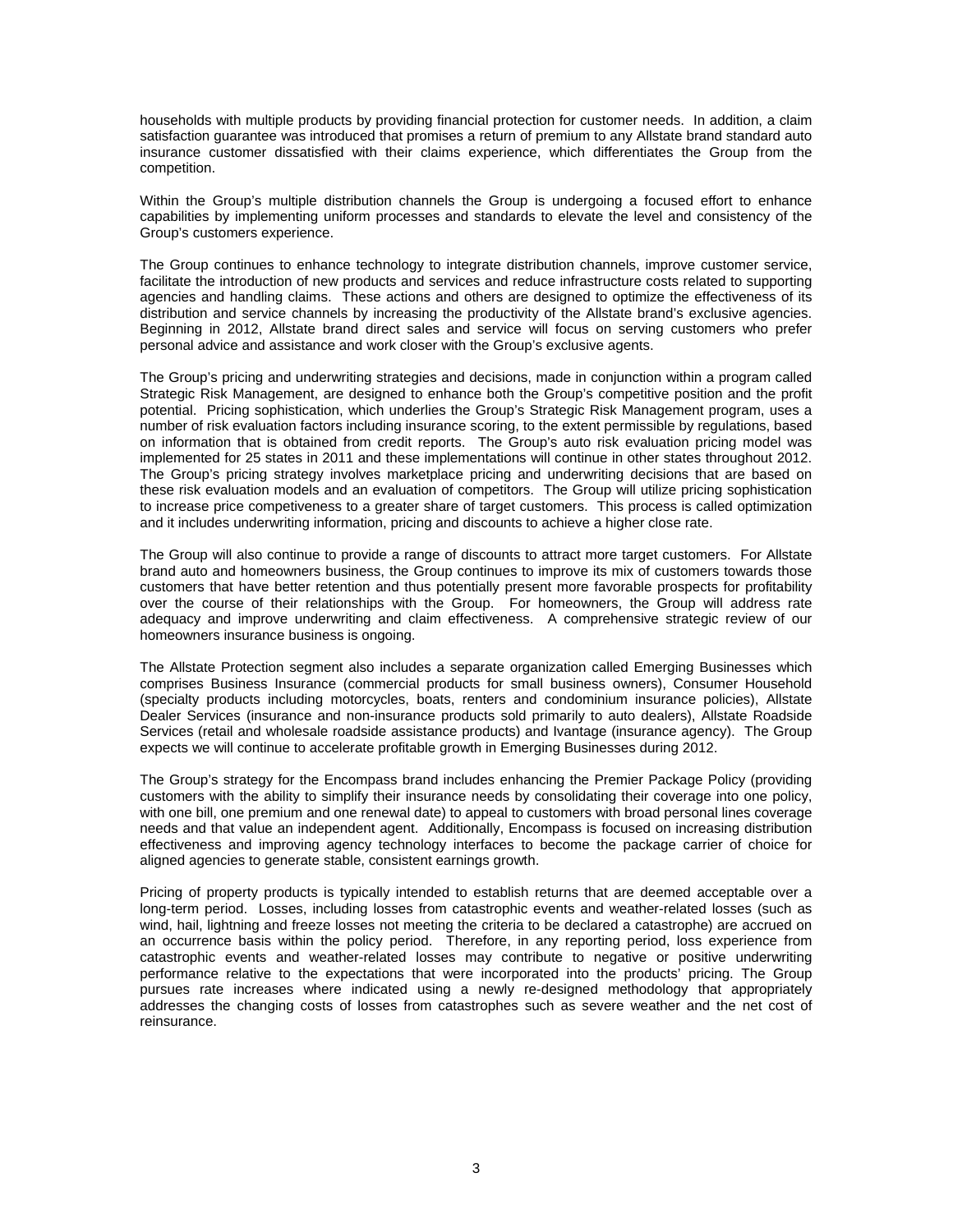households with multiple products by providing financial protection for customer needs. In addition, a claim satisfaction guarantee was introduced that promises a return of premium to any Allstate brand standard auto insurance customer dissatisfied with their claims experience, which differentiates the Group from the competition.

Within the Group's multiple distribution channels the Group is undergoing a focused effort to enhance capabilities by implementing uniform processes and standards to elevate the level and consistency of the Group's customers experience.

The Group continues to enhance technology to integrate distribution channels, improve customer service, facilitate the introduction of new products and services and reduce infrastructure costs related to supporting agencies and handling claims. These actions and others are designed to optimize the effectiveness of its distribution and service channels by increasing the productivity of the Allstate brand's exclusive agencies. Beginning in 2012, Allstate brand direct sales and service will focus on serving customers who prefer personal advice and assistance and work closer with the Group's exclusive agents.

The Group's pricing and underwriting strategies and decisions, made in conjunction within a program called Strategic Risk Management, are designed to enhance both the Group's competitive position and the profit potential. Pricing sophistication, which underlies the Group's Strategic Risk Management program, uses a number of risk evaluation factors including insurance scoring, to the extent permissible by regulations, based on information that is obtained from credit reports. The Group's auto risk evaluation pricing model was implemented for 25 states in 2011 and these implementations will continue in other states throughout 2012. The Group's pricing strategy involves marketplace pricing and underwriting decisions that are based on these risk evaluation models and an evaluation of competitors. The Group will utilize pricing sophistication to increase price competiveness to a greater share of target customers. This process is called optimization and it includes underwriting information, pricing and discounts to achieve a higher close rate.

The Group will also continue to provide a range of discounts to attract more target customers. For Allstate brand auto and homeowners business, the Group continues to improve its mix of customers towards those customers that have better retention and thus potentially present more favorable prospects for profitability over the course of their relationships with the Group. For homeowners, the Group will address rate adequacy and improve underwriting and claim effectiveness. A comprehensive strategic review of our homeowners insurance business is ongoing.

The Allstate Protection segment also includes a separate organization called Emerging Businesses which comprises Business Insurance (commercial products for small business owners), Consumer Household (specialty products including motorcycles, boats, renters and condominium insurance policies), Allstate Dealer Services (insurance and non-insurance products sold primarily to auto dealers), Allstate Roadside Services (retail and wholesale roadside assistance products) and Ivantage (insurance agency). The Group expects we will continue to accelerate profitable growth in Emerging Businesses during 2012.

The Group's strategy for the Encompass brand includes enhancing the Premier Package Policy (providing customers with the ability to simplify their insurance needs by consolidating their coverage into one policy, with one bill, one premium and one renewal date) to appeal to customers with broad personal lines coverage needs and that value an independent agent. Additionally, Encompass is focused on increasing distribution effectiveness and improving agency technology interfaces to become the package carrier of choice for aligned agencies to generate stable, consistent earnings growth.

Pricing of property products is typically intended to establish returns that are deemed acceptable over a long-term period. Losses, including losses from catastrophic events and weather-related losses (such as wind, hail, lightning and freeze losses not meeting the criteria to be declared a catastrophe) are accrued on an occurrence basis within the policy period. Therefore, in any reporting period, loss experience from catastrophic events and weather-related losses may contribute to negative or positive underwriting performance relative to the expectations that were incorporated into the products' pricing. The Group pursues rate increases where indicated using a newly re-designed methodology that appropriately addresses the changing costs of losses from catastrophes such as severe weather and the net cost of reinsurance.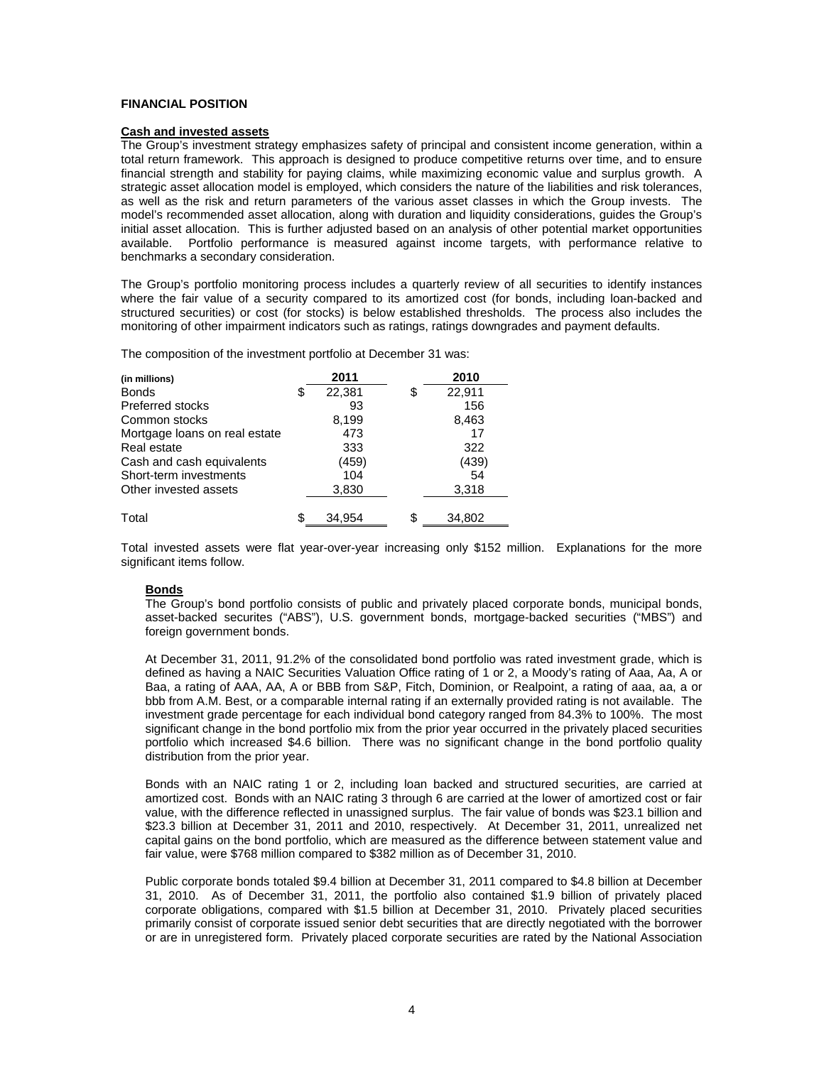**FINANCIAL POSITION**

**Cash and invested assets**

The Group's investment strategy emphasizes safety of principal and consistent income generation, within a total return framework. This approach is designed to produce competitive returns over time, and to ensure financial strength and stability for paying claims, while maximizing economic value and surplus growth. A strategic asset allocation model is employed, which considers the nature of the liabilities and risk tolerances, as well as the risk and return parameters of the various asset classes in which the Group invests. The model's recommended asset allocation, along with duration and liquidity considerations, guides the Group's initial asset allocation. This is further adjusted based on an analysis of other potential market opportunities available. Portfolio performance is measured against income targets, with performance relative to benchmarks a secondary consideration.

The Group's portfolio monitoring process includes a quarterly review of all securities to identify instances where the fair value of a security compared to its amortized cost (for bonds, including loan-backed and structured securities) or cost (for stocks) is below established thresholds. The process also includes the monitoring of other impairment indicators such as ratings, ratings downgrades and payment defaults.

The composition of the investment portfolio at December 31 was:

| (in millions) | 2011 | 2010 |
|---|---|---|
| Bonds | $ 22,381 | $ 22,911 |
| Preferred stocks | 93 | 156 |
| Common stocks | 8,199 | 8,463 |
| Mortgage loans on real estate | 473 | 17 |
| Real estate | 333 | 322 |
| Cash and cash equivalents | (459) | (439) |
| Short-term investments | 104 | 54 |
| Other invested assets | 3,830 | 3,318 |
| Total | $ 34,954 | $ 34,802 |

Total invested assets were flat year-over-year increasing only $152 million. Explanations for the more significant items follow.

**Bonds**

The Group's bond portfolio consists of public and privately placed corporate bonds, municipal bonds, asset-backed securites ("ABS"), U.S. government bonds, mortgage-backed securities ("MBS") and foreign government bonds.

At December 31, 2011, 91.2% of the consolidated bond portfolio was rated investment grade, which is defined as having a NAIC Securities Valuation Office rating of 1 or 2, a Moody's rating of Aaa, Aa, A or Baa, a rating of AAA, AA, A or BBB from S&P, Fitch, Dominion, or Realpoint, a rating of aaa, aa, a or bbb from A.M. Best, or a comparable internal rating if an externally provided rating is not available. The investment grade percentage for each individual bond category ranged from 84.3% to 100%. The most significant change in the bond portfolio mix from the prior year occurred in the privately placed securities portfolio which increased $4.6 billion. There was no significant change in the bond portfolio quality distribution from the prior year.

Bonds with an NAIC rating 1 or 2, including loan backed and structured securities, are carried at amortized cost. Bonds with an NAIC rating 3 through 6 are carried at the lower of amortized cost or fair value, with the difference reflected in unassigned surplus. The fair value of bonds was $23.1 billion and $23.3 billion at December 31, 2011 and 2010, respectively. At December 31, 2011, unrealized net capital gains on the bond portfolio, which are measured as the difference between statement value and fair value, were $768 million compared to $382 million as of December 31, 2010.

Public corporate bonds totaled $9.4 billion at December 31, 2011 compared to $4.8 billion at December 31, 2010. As of December 31, 2011, the portfolio also contained $1.9 billion of privately placed corporate obligations, compared with $1.5 billion at December 31, 2010. Privately placed securities primarily consist of corporate issued senior debt securities that are directly negotiated with the borrower or are in unregistered form. Privately placed corporate securities are rated by the National Association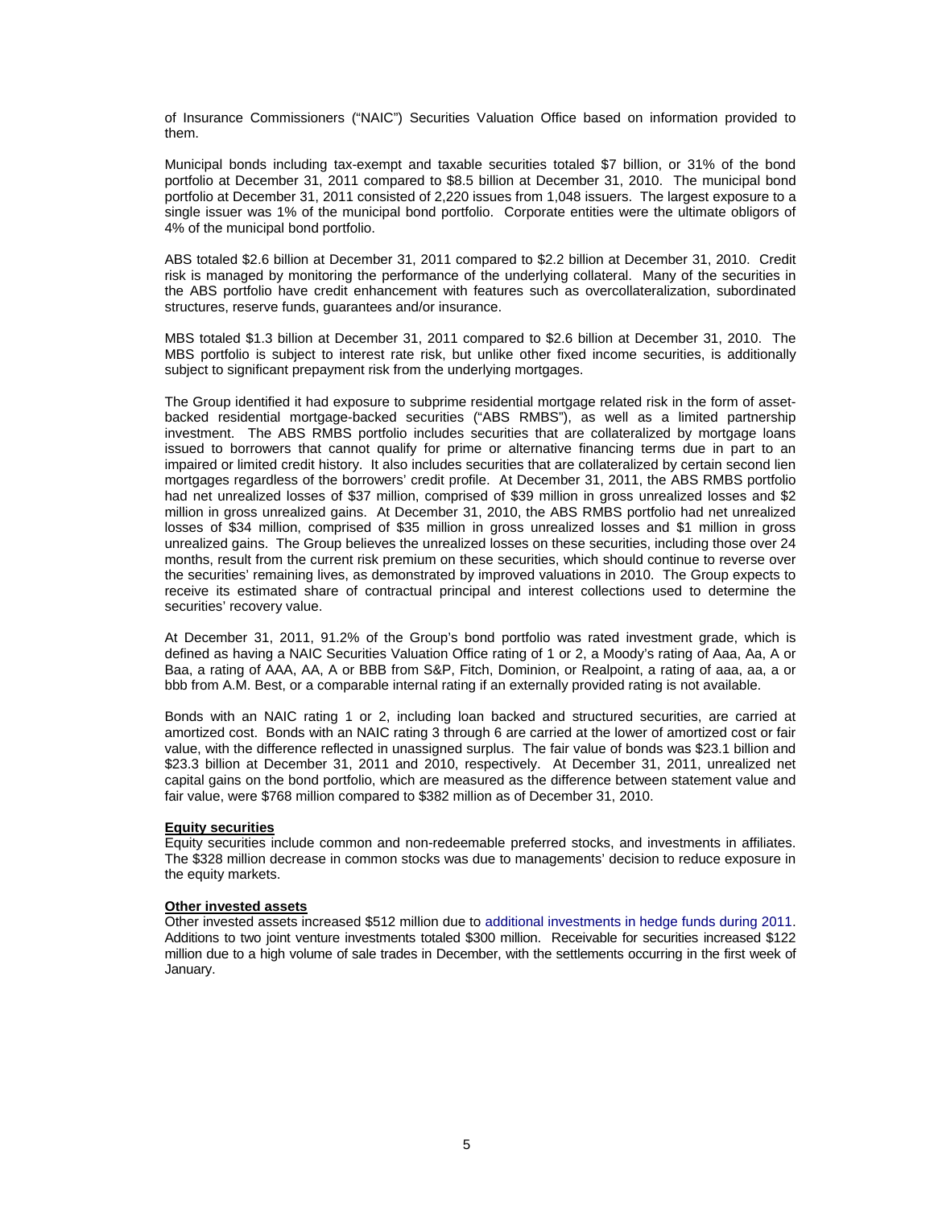of Insurance Commissioners ("NAIC") Securities Valuation Office based on information provided to them.

Municipal bonds including tax-exempt and taxable securities totaled $7 billion, or 31% of the bond portfolio at December 31, 2011 compared to $8.5 billion at December 31, 2010. The municipal bond portfolio at December 31, 2011 consisted of 2,220 issues from 1,048 issuers. The largest exposure to a single issuer was 1% of the municipal bond portfolio. Corporate entities were the ultimate obligors of 4% of the municipal bond portfolio.

ABS totaled $2.6 billion at December 31, 2011 compared to $2.2 billion at December 31, 2010. Credit risk is managed by monitoring the performance of the underlying collateral. Many of the securities in the ABS portfolio have credit enhancement with features such as overcollateralization, subordinated structures, reserve funds, guarantees and/or insurance.

MBS totaled $1.3 billion at December 31, 2011 compared to $2.6 billion at December 31, 2010. The MBS portfolio is subject to interest rate risk, but unlike other fixed income securities, is additionally subject to significant prepayment risk from the underlying mortgages.

The Group identified it had exposure to subprime residential mortgage related risk in the form of asset-backed residential mortgage-backed securities ("ABS RMBS"), as well as a limited partnership investment. The ABS RMBS portfolio includes securities that are collateralized by mortgage loans issued to borrowers that cannot qualify for prime or alternative financing terms due in part to an impaired or limited credit history. It also includes securities that are collateralized by certain second lien mortgages regardless of the borrowers' credit profile. At December 31, 2011, the ABS RMBS portfolio had net unrealized losses of $37 million, comprised of $39 million in gross unrealized losses and $2 million in gross unrealized gains. At December 31, 2010, the ABS RMBS portfolio had net unrealized losses of $34 million, comprised of $35 million in gross unrealized losses and $1 million in gross unrealized gains. The Group believes the unrealized losses on these securities, including those over 24 months, result from the current risk premium on these securities, which should continue to reverse over the securities' remaining lives, as demonstrated by improved valuations in 2010. The Group expects to receive its estimated share of contractual principal and interest collections used to determine the securities' recovery value.

At December 31, 2011, 91.2% of the Group's bond portfolio was rated investment grade, which is defined as having a NAIC Securities Valuation Office rating of 1 or 2, a Moody's rating of Aaa, Aa, A or Baa, a rating of AAA, AA, A or BBB from S&P, Fitch, Dominion, or Realpoint, a rating of aaa, aa, a or bbb from A.M. Best, or a comparable internal rating if an externally provided rating is not available.

Bonds with an NAIC rating 1 or 2, including loan backed and structured securities, are carried at amortized cost. Bonds with an NAIC rating 3 through 6 are carried at the lower of amortized cost or fair value, with the difference reflected in unassigned surplus. The fair value of bonds was $23.1 billion and $23.3 billion at December 31, 2011 and 2010, respectively. At December 31, 2011, unrealized net capital gains on the bond portfolio, which are measured as the difference between statement value and fair value, were $768 million compared to $382 million as of December 31, 2010.

**Equity securities**

Equity securities include common and non-redeemable preferred stocks, and investments in affiliates. The $328 million decrease in common stocks was due to managements' decision to reduce exposure in the equity markets.

**Other invested assets**

Other invested assets increased $512 million due to additional investments in hedge funds during 2011. Additions to two joint venture investments totaled $300 million. Receivable for securities increased $122 million due to a high volume of sale trades in December, with the settlements occurring in the first week of January.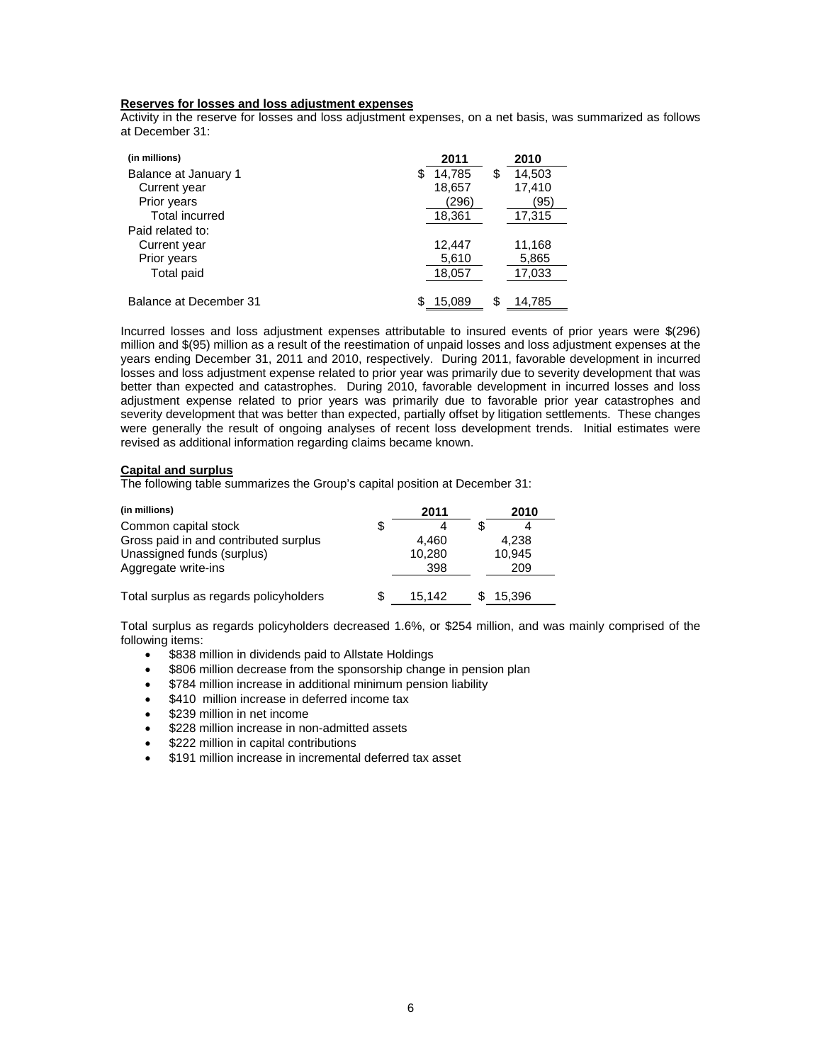**Reserves for losses and loss adjustment expenses**

Activity in the reserve for losses and loss adjustment expenses, on a net basis, was summarized as follows at December 31:

| (in millions) | 2011 | 2010 |
|---|---|---|
| Balance at January 1 | $ 14,785 | $ 14,503 |
| Current year | 18,657 | 17,410 |
| Prior years | (296) | (95) |
| Total incurred | 18,361 | 17,315 |
| Paid related to: | | |
| Current year | 12,447 | 11,168 |
| Prior years | 5,610 | 5,865 |
| Total paid | 18,057 | 17,033 |
| Balance at December 31 | $ 15,089 | $ 14,785 |

Incurred losses and loss adjustment expenses attributable to insured events of prior years were $(296) million and $(95) million as a result of the reestimation of unpaid losses and loss adjustment expenses at the years ending December 31, 2011 and 2010, respectively. During 2011, favorable development in incurred losses and loss adjustment expense related to prior year was primarily due to severity development that was better than expected and catastrophes. During 2010, favorable development in incurred losses and loss adjustment expense related to prior years was primarily due to favorable prior year catastrophes and severity development that was better than expected, partially offset by litigation settlements. These changes were generally the result of ongoing analyses of recent loss development trends. Initial estimates were revised as additional information regarding claims became known.

**Capital and surplus**

The following table summarizes the Group's capital position at December 31:

| (in millions) | 2011 | 2010 |
|---|---|---|
| Common capital stock | $ 4 | $ 4 |
| Gross paid in and contributed surplus | 4,460 | 4,238 |
| Unassigned funds (surplus) | 10,280 | 10,945 |
| Aggregate write-ins | 398 | 209 |
| Total surplus as regards policyholders | $ 15,142 | $ 15,396 |

Total surplus as regards policyholders decreased 1.6%, or $254 million, and was mainly comprised of the following items:

- $838 million in dividends paid to Allstate Holdings
- $806 million decrease from the sponsorship change in pension plan
- $784 million increase in additional minimum pension liability
- $410 million increase in deferred income tax
- $239 million in net income
- $228 million increase in non-admitted assets
- $222 million in capital contributions
- $191 million increase in incremental deferred tax asset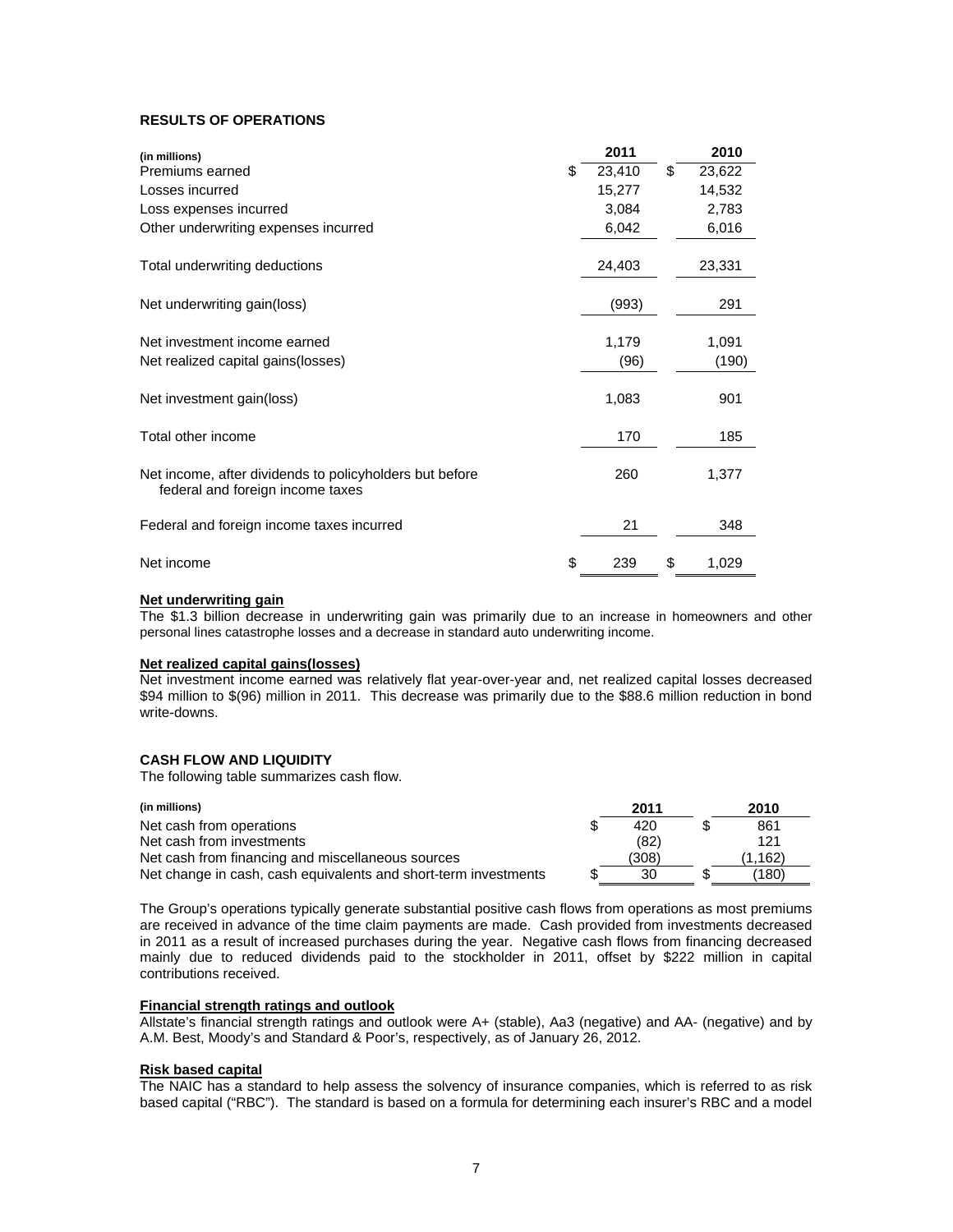## RESULTS OF OPERATIONS

| (in millions) | 2011 | 2010 |
|---|---|---|
| Premiums earned | $ 23,410 | $ 23,622 |
| Losses incurred | 15,277 | 14,532 |
| Loss expenses incurred | 3,084 | 2,783 |
| Other underwriting expenses incurred | 6,042 | 6,016 |
| Total underwriting deductions | 24,403 | 23,331 |
| Net underwriting gain(loss) | (993) | 291 |
| Net investment income earned | 1,179 | 1,091 |
| Net realized capital gains(losses) | (96) | (190) |
| Net investment gain(loss) | 1,083 | 901 |
| Total other income | 170 | 185 |
| Net income, after dividends to policyholders but before federal and foreign income taxes | 260 | 1,377 |
| Federal and foreign income taxes incurred | 21 | 348 |
| Net income | $ 239 | $ 1,029 |

**Net underwriting gain**

The $1.3 billion decrease in underwriting gain was primarily due to an increase in homeowners and other personal lines catastrophe losses and a decrease in standard auto underwriting income.

**Net realized capital gains(losses)**

Net investment income earned was relatively flat year-over-year and, net realized capital losses decreased $94 million to $(96) million in 2011. This decrease was primarily due to the $88.6 million reduction in bond write-downs.

## CASH FLOW AND LIQUIDITY

The following table summarizes cash flow.

| (in millions) | 2011 | 2010 |
|---|---|---|
| Net cash from operations | $ 420 | $ 861 |
| Net cash from investments | (82) | 121 |
| Net cash from financing and miscellaneous sources | (308) | (1,162) |
| Net change in cash, cash equivalents and short-term investments | $ 30 | $ (180) |

The Group's operations typically generate substantial positive cash flows from operations as most premiums are received in advance of the time claim payments are made. Cash provided from investments decreased in 2011 as a result of increased purchases during the year. Negative cash flows from financing decreased mainly due to reduced dividends paid to the stockholder in 2011, offset by $222 million in capital contributions received.

**Financial strength ratings and outlook**

Allstate's financial strength ratings and outlook were A+ (stable), Aa3 (negative) and AA- (negative) and by A.M. Best, Moody's and Standard & Poor's, respectively, as of January 26, 2012.

**Risk based capital**

The NAIC has a standard to help assess the solvency of insurance companies, which is referred to as risk based capital ("RBC"). The standard is based on a formula for determining each insurer's RBC and a model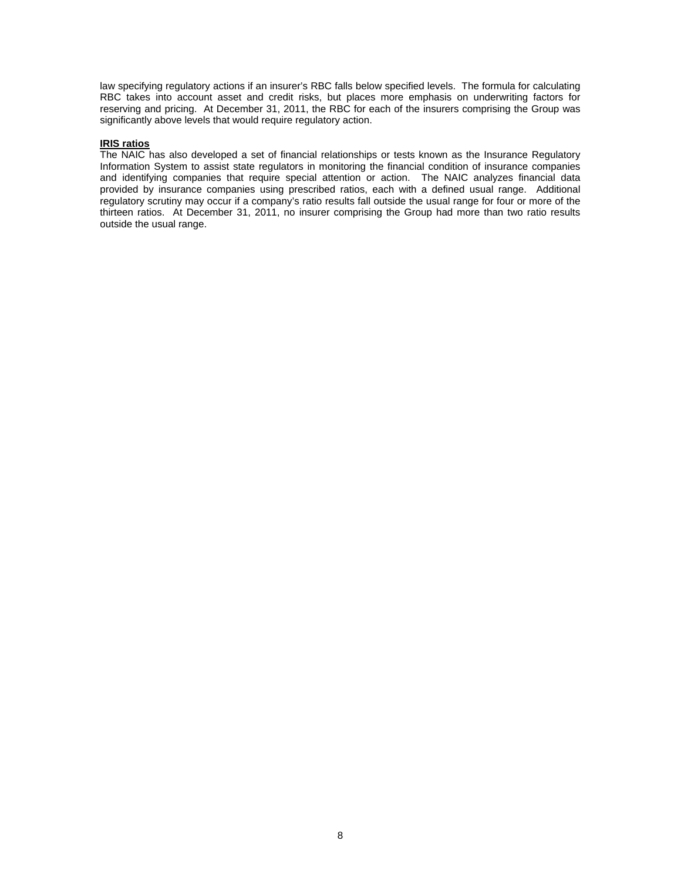law specifying regulatory actions if an insurer's RBC falls below specified levels. The formula for calculating RBC takes into account asset and credit risks, but places more emphasis on underwriting factors for reserving and pricing. At December 31, 2011, the RBC for each of the insurers comprising the Group was significantly above levels that would require regulatory action.

**IRIS ratios**

The NAIC has also developed a set of financial relationships or tests known as the Insurance Regulatory Information System to assist state regulators in monitoring the financial condition of insurance companies and identifying companies that require special attention or action. The NAIC analyzes financial data provided by insurance companies using prescribed ratios, each with a defined usual range. Additional regulatory scrutiny may occur if a company's ratio results fall outside the usual range for four or more of the thirteen ratios. At December 31, 2011, no insurer comprising the Group had more than two ratio results outside the usual range.